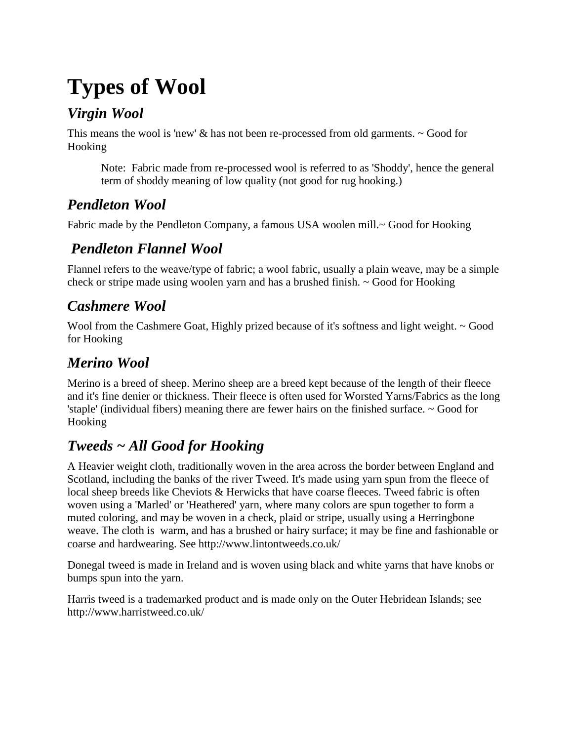# Types of Wool

## *Virgin Wool*

This means the wool is 'new' & has not been re-processed from old garments. ~ Good for Hooking

> Note: Fabric made from re-processed wool is referred to as 'Shoddy', hence the general term of shoddy meaning of low quality (not good for rug hooking.)

## *Pendleton Wool*

Fabric made by the Pendleton Company, a famous USA woolen mill.~ Good for Hooking

## *Pendleton Flannel Wool*

Flannel refers to the weave/type of fabric; a wool fabric, usually a plain weave, may be a simple check or stripe made using woolen yarn and has a brushed finish. ~ Good for Hooking

## *Cashmere Wool*

Wool from the Cashmere Goat, Highly prized because of it's softness and light weight. ~ Good for Hooking

## *Merino Wool*

Merino is a breed of sheep. Merino sheep are a breed kept because of the length of their fleece and it's fine denier or thickness. Their fleece is often used for Worsted Yarns/Fabrics as the long 'staple' (individual fibers) meaning there are fewer hairs on the finished surface. ~ Good for Hooking

## *Tweeds ~ All Good for Hooking*

A Heavier weight cloth, traditionally woven in the area across the border between England and Scotland, including the banks of the river Tweed. It's made using yarn spun from the fleece of local sheep breeds like Cheviots & Herwicks that have coarse fleeces. Tweed fabric is often woven using a 'Marled' or 'Heathered' yarn, where many colors are spun together to form a muted coloring, and may be woven in a check, plaid or stripe, usually using a Herringbone weave. The cloth is warm, and has a brushed or hairy surface; it may be fine and fashionable or coarse and hardwearing. See http://www.lintontweeds.co.uk/

Donegal tweed is made in Ireland and is woven using black and white yarns that have knobs or bumps spun into the yarn.

Harris tweed is a trademarked product and is made only on the Outer Hebridean Islands; see http://www.harristweed.co.uk/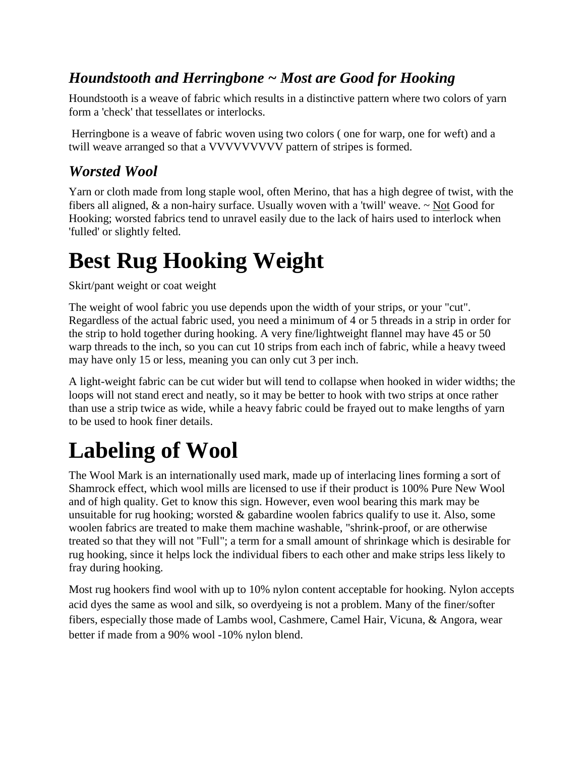### *Houndstooth and Herringbone ~ Most are Good for Hooking*

Houndstooth is a weave of fabric which results in a distinctive pattern where two colors of yarn form a 'check' that tessellates or interlocks.

Herringbone is a weave of fabric woven using two colors ( one for warp, one for weft) and a twill weave arranged so that a VVVVVVVVV pattern of stripes is formed.

### *Worsted Wool*

Yarn or cloth made from long staple wool, often Merino, that has a high degree of twist, with the fibers all aligned, & a non-hairy surface. Usually woven with a 'twill' weave. ~ Not Good for Hooking; worsted fabrics tend to unravel easily due to the lack of hairs used to interlock when 'fulled' or slightly felted.

# Best Rug Hooking Weight

Skirt/pant weight or coat weight

The weight of wool fabric you use depends upon the width of your strips, or your "cut". Regardless of the actual fabric used, you need a minimum of 4 or 5 threads in a strip in order for the strip to hold together during hooking. A very fine/lightweight flannel may have 45 or 50 warp threads to the inch, so you can cut 10 strips from each inch of fabric, while a heavy tweed may have only 15 or less, meaning you can only cut 3 per inch.

A light-weight fabric can be cut wider but will tend to collapse when hooked in wider widths; the loops will not stand erect and neatly, so it may be better to hook with two strips at once rather than use a strip twice as wide, while a heavy fabric could be frayed out to make lengths of yarn to be used to hook finer details.

# Labeling of Wool

The Wool Mark is an internationally used mark, made up of interlacing lines forming a sort of Shamrock effect, which wool mills are licensed to use if their product is 100% Pure New Wool and of high quality. Get to know this sign. However, even wool bearing this mark may be unsuitable for rug hooking; worsted & gabardine woolen fabrics qualify to use it. Also, some woolen fabrics are treated to make them machine washable, "shrink-proof, or are otherwise treated so that they will not "Full"; a term for a small amount of shrinkage which is desirable for rug hooking, since it helps lock the individual fibers to each other and make strips less likely to fray during hooking.

Most rug hookers find wool with up to 10% nylon content acceptable for hooking. Nylon accepts acid dyes the same as wool and silk, so overdyeing is not a problem. Many of the finer/softer fibers, especially those made of Lambs wool, Cashmere, Camel Hair, Vicuna, & Angora, wear better if made from a 90% wool -10% nylon blend.